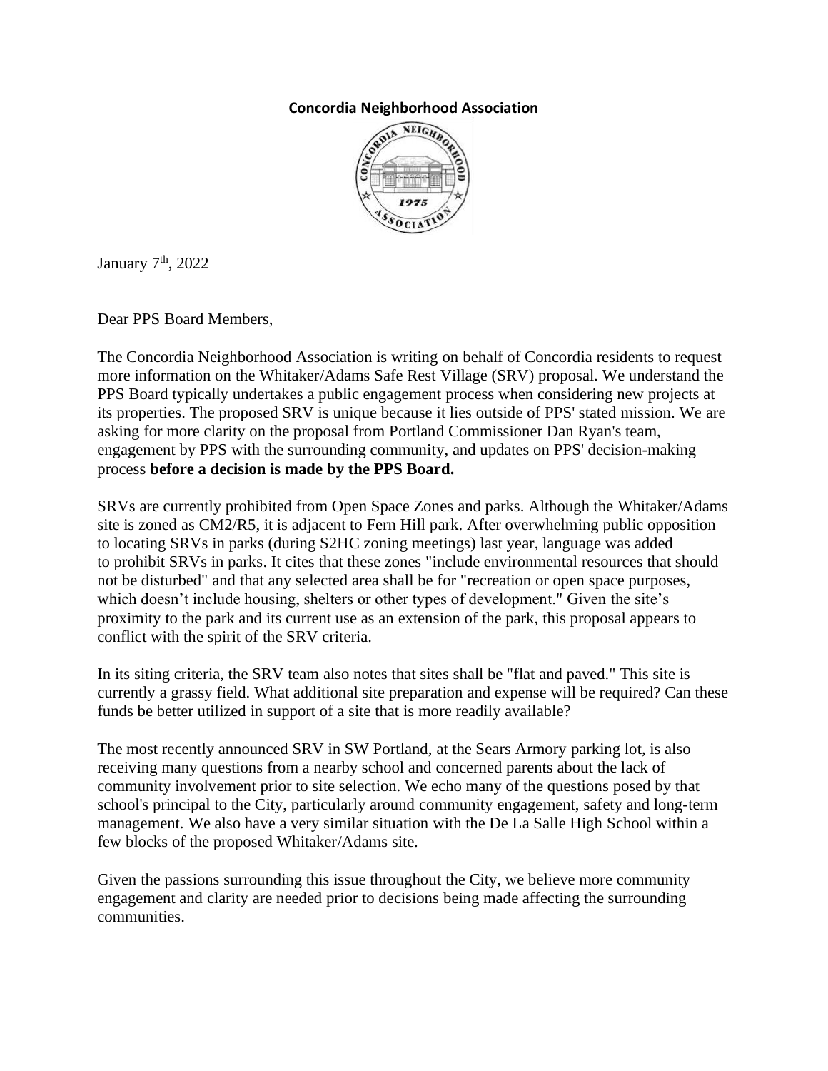**Concordia Neighborhood Association**

January 7th, 2022

Dear PPS Board Members,

The Concordia Neighborhood Association is writing on behalf of Concordia residents to request more information on the Whitaker/Adams Safe Rest Village (SRV) proposal. We understand the PPS Board typically undertakes a public engagement process when considering new projects at its properties. The proposed SRV is unique because it lies outside of PPS' stated mission. We are asking for more clarity on the proposal from Portland Commissioner Dan Ryan's team, engagement by PPS with the surrounding community, and updates on PPS' decision-making process **before a decision is made by the PPS Board.**

SRVs are currently prohibited from Open Space Zones and parks. Although the Whitaker/Adams site is zoned as CM2/R5, it is adjacent to Fern Hill park. After overwhelming public opposition to locating SRVs in parks (during S2HC zoning meetings) last year, language was added to prohibit SRVs in parks. It cites that these zones "include environmental resources that should not be disturbed" and that any selected area shall be for "recreation or open space purposes, which doesn't include housing, shelters or other types of development." Given the site's proximity to the park and its current use as an extension of the park, this proposal appears to conflict with the spirit of the SRV criteria.

In its siting criteria, the SRV team also notes that sites shall be "flat and paved." This site is currently a grassy field. What additional site preparation and expense will be required? Can these funds be better utilized in support of a site that is more readily available?

The most recently announced SRV in SW Portland, at the Sears Armory parking lot, is also receiving many questions from a nearby school and concerned parents about the lack of community involvement prior to site selection. We echo many of the questions posed by that school's principal to the City, particularly around community engagement, safety and long-term management. We also have a very similar situation with the De La Salle High School within a few blocks of the proposed Whitaker/Adams site.

Given the passions surrounding this issue throughout the City, we believe more community engagement and clarity are needed prior to decisions being made affecting the surrounding communities.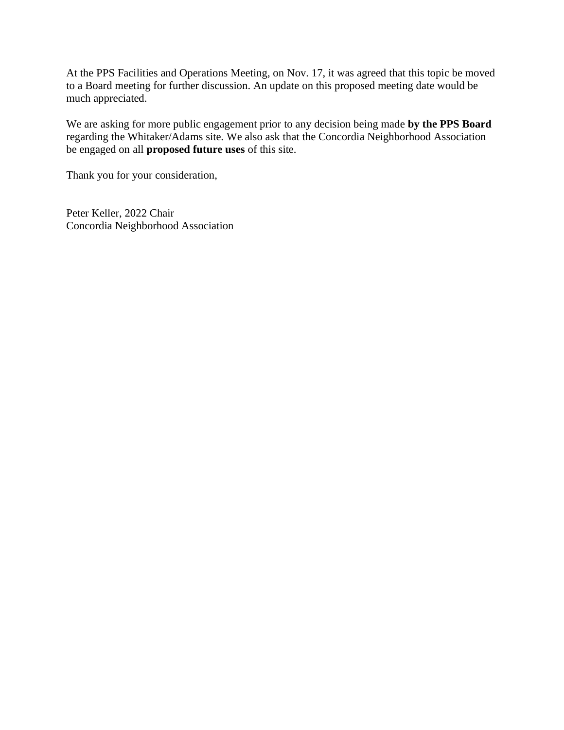At the PPS Facilities and Operations Meeting, on Nov. 17, it was agreed that this topic be moved to a Board meeting for further discussion. An update on this proposed meeting date would be much appreciated.

We are asking for more public engagement prior to any decision being made **by the PPS Board** regarding the Whitaker/Adams site. We also ask that the Concordia Neighborhood Association be engaged on all **proposed future uses** of this site.

Thank you for your consideration,

Peter Keller, 2022 Chair
Concordia Neighborhood Association